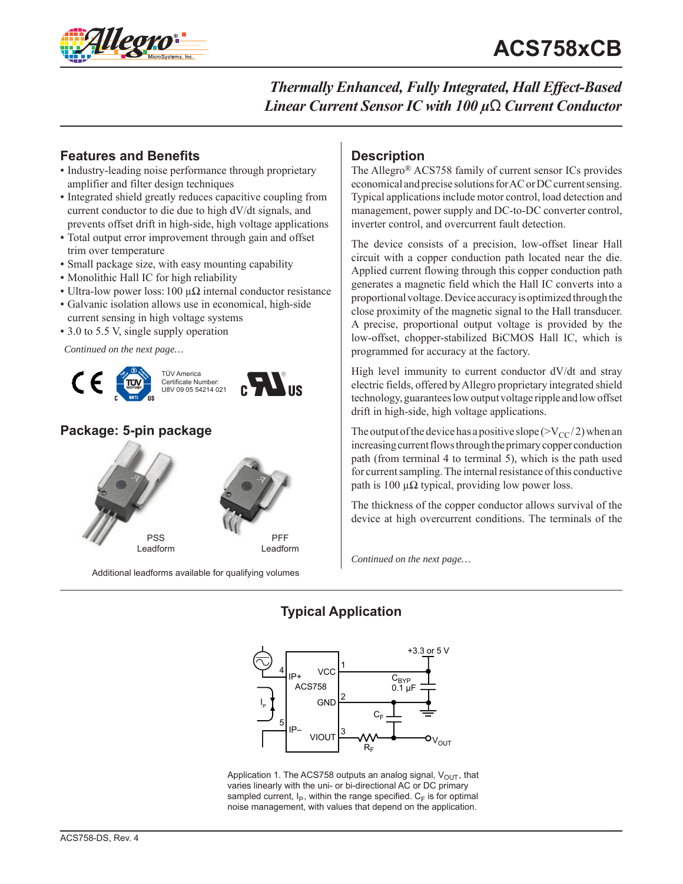# ACS758xCB

## *Thermally Enhanced, Fully Integrated, Hall Effect-Based Linear Current Sensor IC with 100 μΩ Current Conductor*

### Features and Benefits

- Industry-leading noise performance through proprietary amplifier and filter design techniques
- Integrated shield greatly reduces capacitive coupling from current conductor to die due to high dV/dt signals, and prevents offset drift in high-side, high voltage applications
- Total output error improvement through gain and offset trim over temperature
- Small package size, with easy mounting capability
- Monolithic Hall IC for high reliability
- Ultra-low power loss: 100 μΩ internal conductor resistance
- Galvanic isolation allows use in economical, high-side current sensing in high voltage systems
- 3.0 to 5.5 V, single supply operation

*Continued on the next page…*

TÜV America
Certificate Number:
U8V 09 05 54214 021

### Package: 5-pin package

PSS Leadform

PFF Leadform

Additional leadforms available for qualifying volumes

### Description

The Allegro® ACS758 family of current sensor ICs provides economical and precise solutions for AC or DC current sensing. Typical applications include motor control, load detection and management, power supply and DC-to-DC converter control, inverter control, and overcurrent fault detection.

The device consists of a precision, low-offset linear Hall circuit with a copper conduction path located near the die. Applied current flowing through this copper conduction path generates a magnetic field which the Hall IC converts into a proportional voltage. Device accuracy is optimized through the close proximity of the magnetic signal to the Hall transducer. A precise, proportional output voltage is provided by the low-offset, chopper-stabilized BiCMOS Hall IC, which is programmed for accuracy at the factory.

High level immunity to current conductor dV/dt and stray electric fields, offered by Allegro proprietary integrated shield technology, guarantees low output voltage ripple and low offset drift in high-side, high voltage applications.

The output of the device has a positive slope ($>V_{CC}/2$) when an increasing current flows through the primary copper conduction path (from terminal 4 to terminal 5), which is the path used for current sampling. The internal resistance of this conductive path is 100 μΩ typical, providing low power loss.

The thickness of the copper conductor allows survival of the device at high overcurrent conditions. The terminals of the

*Continued on the next page…*

### Typical Application

+3.3 or 5 V; 4 IP+; 5 IP–; ACS758; 1 VCC; 2 GND; 3 VIOUT; $C_{BYP}$ 0.1 μF; $C_F$; $R_F$; $V_{OUT}$; $I_P$

Application 1. The ACS758 outputs an analog signal, $V_{OUT}$, that varies linearly with the uni- or bi-directional AC or DC primary sampled current, $I_P$, within the range specified. $C_F$ is for optimal noise management, with values that depend on the application.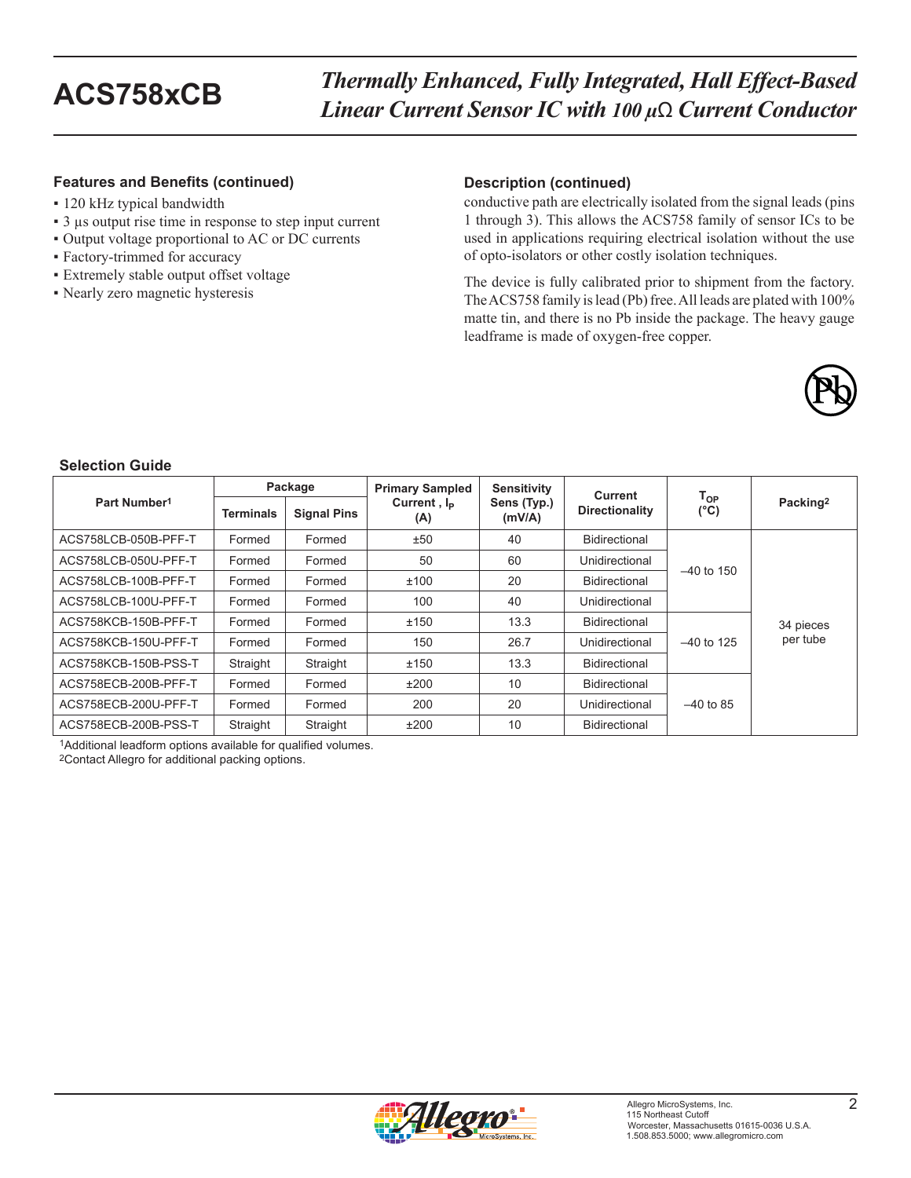## Features and Benefits (continued)

- 120 kHz typical bandwidth
- 3 µs output rise time in response to step input current
- Output voltage proportional to AC or DC currents
- Factory-trimmed for accuracy
- Extremely stable output offset voltage
- Nearly zero magnetic hysteresis

## Description (continued)

conductive path are electrically isolated from the signal leads (pins 1 through 3). This allows the ACS758 family of sensor ICs to be used in applications requiring electrical isolation without the use of opto-isolators or other costly isolation techniques.

The device is fully calibrated prior to shipment from the factory. The ACS758 family is lead (Pb) free. All leads are plated with 100% matte tin, and there is no Pb inside the package. The heavy gauge leadframe is made of oxygen-free copper.

### Selection Guide

| Part Number[1] | Package | | Primary Sampled Current , $I_P$ (A) | Sensitivity Sens (Typ.) (mV/A) | Current Directionality | $T_{OP}$ (°C) | Packing[2] |
|---|---|---|---|---|---|---|---|
| | Terminals | Signal Pins | | | | | |
| ACS758LCB-050B-PFF-T | Formed | Formed | ±50 | 40 | Bidirectional | –40 to 150 | 34 pieces per tube |
| ACS758LCB-050U-PFF-T | Formed | Formed | 50 | 60 | Unidirectional | –40 to 150 | 34 pieces per tube |
| ACS758LCB-100B-PFF-T | Formed | Formed | ±100 | 20 | Bidirectional | –40 to 150 | 34 pieces per tube |
| ACS758LCB-100U-PFF-T | Formed | Formed | 100 | 40 | Unidirectional | –40 to 150 | 34 pieces per tube |
| ACS758KCB-150B-PFF-T | Formed | Formed | ±150 | 13.3 | Bidirectional | –40 to 125 | 34 pieces per tube |
| ACS758KCB-150U-PFF-T | Formed | Formed | 150 | 26.7 | Unidirectional | –40 to 125 | 34 pieces per tube |
| ACS758KCB-150B-PSS-T | Straight | Straight | ±150 | 13.3 | Bidirectional | –40 to 125 | 34 pieces per tube |
| ACS758ECB-200B-PFF-T | Formed | Formed | ±200 | 10 | Bidirectional | –40 to 85 | 34 pieces per tube |
| ACS758ECB-200U-PFF-T | Formed | Formed | 200 | 20 | Unidirectional | –40 to 85 | 34 pieces per tube |
| ACS758ECB-200B-PSS-T | Straight | Straight | ±200 | 10 | Bidirectional | –40 to 85 | 34 pieces per tube |

[1]Additional leadform options available for qualified volumes.
[2]Contact Allegro for additional packing options.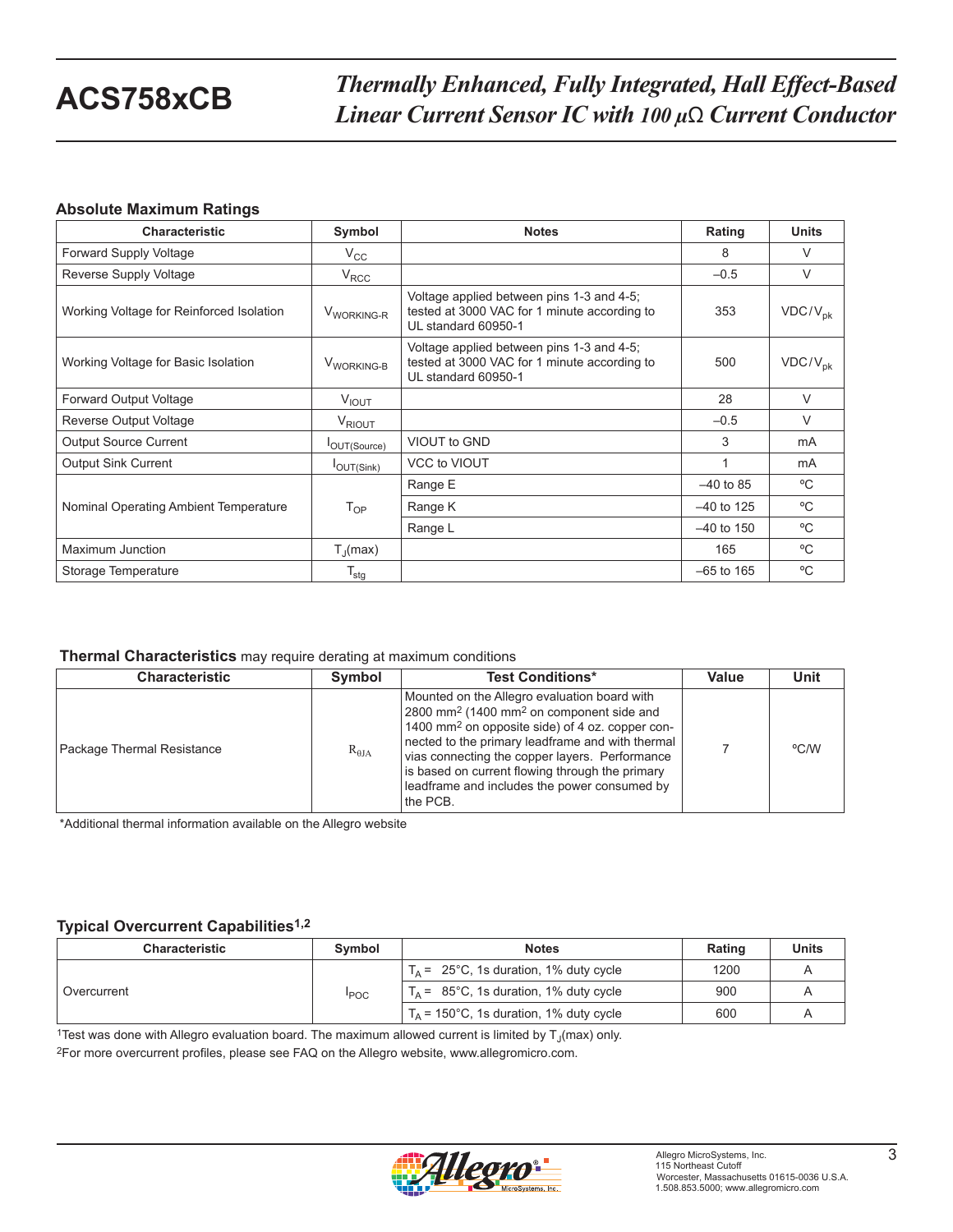### Absolute Maximum Ratings

| Characteristic | Symbol | Notes | Rating | Units |
|---|---|---|---|---|
| Forward Supply Voltage | $V_{CC}$ | | 8 | V |
| Reverse Supply Voltage | $V_{RCC}$ | | –0.5 | V |
| Working Voltage for Reinforced Isolation | $V_{WORKING-R}$ | Voltage applied between pins 1-3 and 4-5; tested at 3000 VAC for 1 minute according to UL standard 60950-1 | 353 | VDC/$V_{pk}$ |
| Working Voltage for Basic Isolation | $V_{WORKING-B}$ | Voltage applied between pins 1-3 and 4-5; tested at 3000 VAC for 1 minute according to UL standard 60950-1 | 500 | VDC/$V_{pk}$ |
| Forward Output Voltage | $V_{IOUT}$ | | 28 | V |
| Reverse Output Voltage | $V_{RIOUT}$ | | –0.5 | V |
| Output Source Current | $I_{OUT(Source)}$ | VIOUT to GND | 3 | mA |
| Output Sink Current | $I_{OUT(Sink)}$ | VCC to VIOUT | 1 | mA |
| Nominal Operating Ambient Temperature | $T_{OP}$ | Range E | –40 to 85 | ºC |
| | | Range K | –40 to 125 | ºC |
| | | Range L | –40 to 150 | ºC |
| Maximum Junction | $T_J$(max) | | 165 | ºC |
| Storage Temperature | $T_{stg}$ | | –65 to 165 | ºC |

**Thermal Characteristics** may require derating at maximum conditions

| Characteristic | Symbol | Test Conditions* | Value | Unit |
|---|---|---|---|---|
| Package Thermal Resistance | $R_{\theta JA}$ | Mounted on the Allegro evaluation board with 2800 mm² (1400 mm² on component side and 1400 mm² on opposite side) of 4 oz. copper connected to the primary leadframe and with thermal vias connecting the copper layers. Performance is based on current flowing through the primary leadframe and includes the power consumed by the PCB. | 7 | ºC/W |

*Additional thermal information available on the Allegro website

### Typical Overcurrent Capabilities[1,2]

| Characteristic | Symbol | Notes | Rating | Units |
|---|---|---|---|---|
| Overcurrent | $I_{POC}$ | $T_A$ = 25°C, 1s duration, 1% duty cycle | 1200 | A |
| | | $T_A$ = 85°C, 1s duration, 1% duty cycle | 900 | A |
| | | $T_A$ = 150°C, 1s duration, 1% duty cycle | 600 | A |

[1]Test was done with Allegro evaluation board. The maximum allowed current is limited by $T_J$(max) only.

[2]For more overcurrent profiles, please see FAQ on the Allegro website, www.allegromicro.com.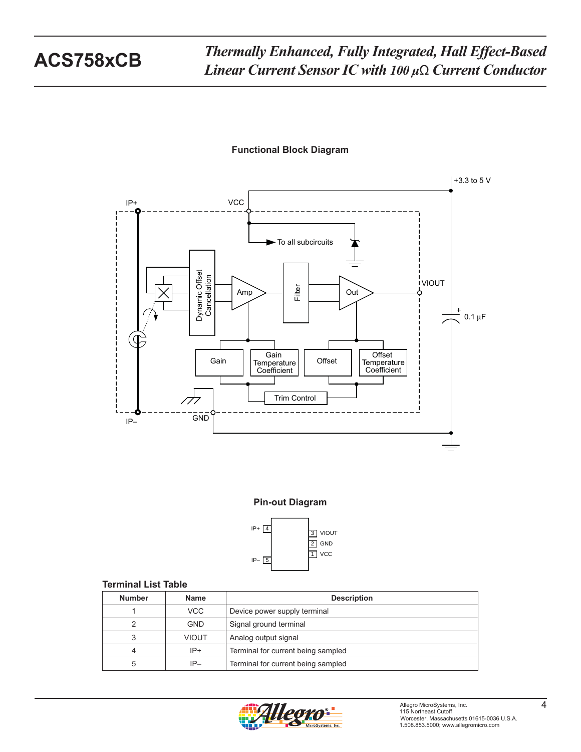## Functional Block Diagram

## Pin-out Diagram

### Terminal List Table

| Number | Name | Description |
|---|---|---|
| 1 | VCC | Device power supply terminal |
| 2 | GND | Signal ground terminal |
| 3 | VIOUT | Analog output signal |
| 4 | IP+ | Terminal for current being sampled |
| 5 | IP– | Terminal for current being sampled |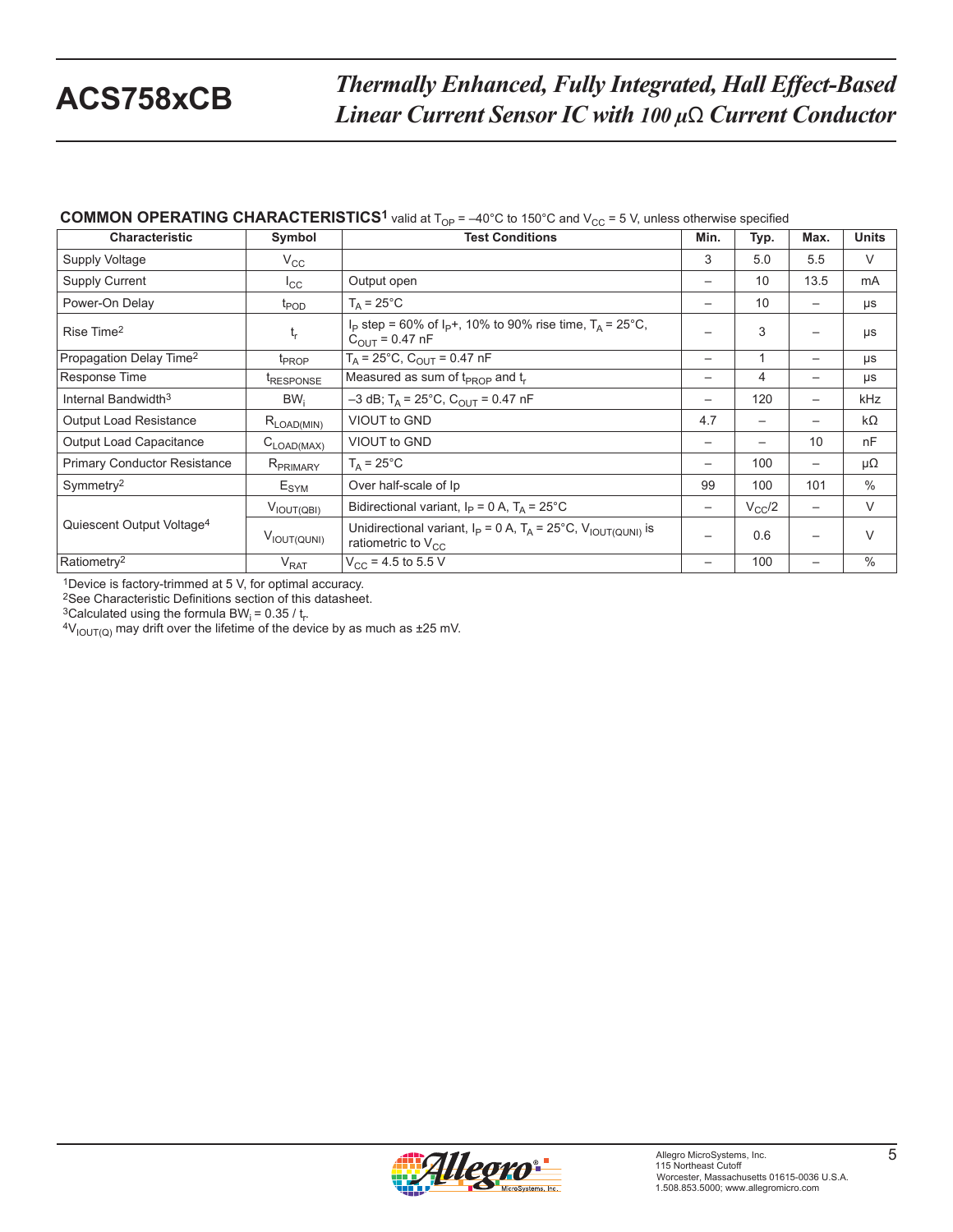**COMMON OPERATING CHARACTERISTICS[1]** valid at $T_{OP}$ = –40°C to 150°C and $V_{CC}$ = 5 V, unless otherwise specified

| Characteristic | Symbol | Test Conditions | Min. | Typ. | Max. | Units |
|---|---|---|---|---|---|---|
| Supply Voltage | $V_{CC}$ | | 3 | 5.0 | 5.5 | V |
| Supply Current | $I_{CC}$ | Output open | – | 10 | 13.5 | mA |
| Power-On Delay | $t_{POD}$ | $T_A$ = 25°C | – | 10 | – | μs |
| Rise Time[2] | $t_r$ | $I_P$ step = 60% of $I_P$+, 10% to 90% rise time, $T_A$ = 25°C, $C_{OUT}$ = 0.47 nF | – | 3 | – | μs |
| Propagation Delay Time[2] | $t_{PROP}$ | $T_A$ = 25°C, $C_{OUT}$ = 0.47 nF | – | 1 | – | μs |
| Response Time | $t_{RESPONSE}$ | Measured as sum of $t_{PROP}$ and $t_r$ | – | 4 | – | μs |
| Internal Bandwidth[3] | $BW_i$ | –3 dB; $T_A$ = 25°C, $C_{OUT}$ = 0.47 nF | – | 120 | – | kHz |
| Output Load Resistance | $R_{LOAD(MIN)}$ | VIOUT to GND | 4.7 | – | – | kΩ |
| Output Load Capacitance | $C_{LOAD(MAX)}$ | VIOUT to GND | – | – | 10 | nF |
| Primary Conductor Resistance | $R_{PRIMARY}$ | $T_A$ = 25°C | – | 100 | – | μΩ |
| Symmetry[2] | $E_{SYM}$ | Over half-scale of Ip | 99 | 100 | 101 | % |
| Quiescent Output Voltage[4] | $V_{IOUT(QBI)}$ | Bidirectional variant, $I_P$ = 0 A, $T_A$ = 25°C | – | $V_{CC}/2$ | – | V |
| | $V_{IOUT(QUNI)}$ | Unidirectional variant, $I_P$ = 0 A, $T_A$ = 25°C, $V_{IOUT(QUNI)}$ is ratiometric to $V_{CC}$ | – | 0.6 | – | V |
| Ratiometry[2] | $V_{RAT}$ | $V_{CC}$ = 4.5 to 5.5 V | – | 100 | – | % |

[1]Device is factory-trimmed at 5 V, for optimal accuracy.
[2]See Characteristic Definitions section of this datasheet.
[3]Calculated using the formula $BW_i = 0.35 / t_r$.
[4]$V_{IOUT(Q)}$ may drift over the lifetime of the device by as much as ±25 mV.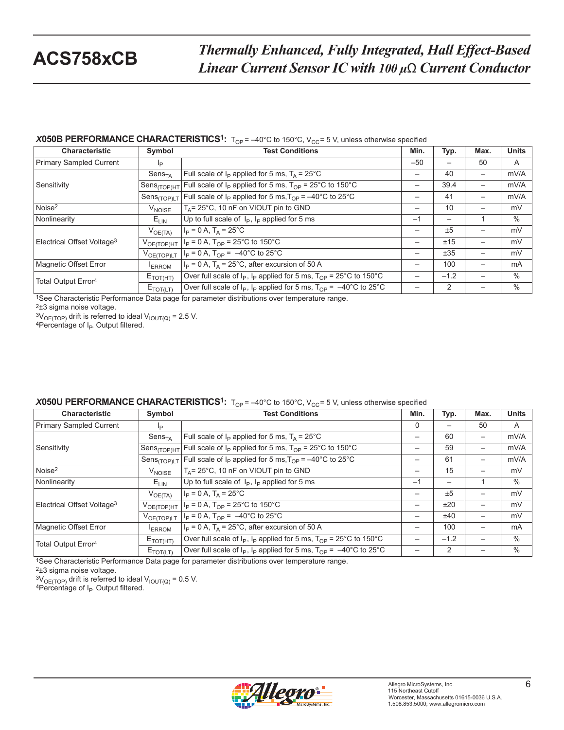## *X*050B PERFORMANCE CHARACTERISTICS[1]: $T_{OP}$ = –40°C to 150°C, $V_{CC}$ = 5 V, unless otherwise specified

| Characteristic | Symbol | Test Conditions | Min. | Typ. | Max. | Units |
|---|---|---|---|---|---|---|
| Primary Sampled Current | $I_P$ | | –50 | – | 50 | A |
| Sensitivity | $Sens_{TA}$ | Full scale of $I_P$ applied for 5 ms, $T_A$ = 25°C | – | 40 | – | mV/A |
| | $Sens_{(TOP)HT}$ | Full scale of $I_P$ applied for 5 ms, $T_{OP}$ = 25°C to 150°C | – | 39.4 | – | mV/A |
| | $Sens_{(TOP)LT}$ | Full scale of $I_P$ applied for 5 ms, $T_{OP}$ = –40°C to 25°C | – | 41 | – | mV/A |
| Noise[2] | $V_{NOISE}$ | $T_A$ = 25°C, 10 nF on VIOUT pin to GND | – | 10 | – | mV |
| Nonlinearity | $E_{LIN}$ | Up to full scale of $I_P$, $I_P$ applied for 5 ms | –1 | – | 1 | % |
| Electrical Offset Voltage[3] | $V_{OE(TA)}$ | $I_P$ = 0 A, $T_A$ = 25°C | – | ±5 | – | mV |
| | $V_{OE(TOP)HT}$ | $I_P$ = 0 A, $T_{OP}$ = 25°C to 150°C | – | ±15 | – | mV |
| | $V_{OE(TOP)LT}$ | $I_P$ = 0 A, $T_{OP}$ = –40°C to 25°C | – | ±35 | – | mV |
| Magnetic Offset Error | $I_{ERROM}$ | $I_P$ = 0 A, $T_A$ = 25°C, after excursion of 50 A | – | 100 | – | mA |
| Total Output Error[4] | $E_{TOT(HT)}$ | Over full scale of $I_P$, $I_P$ applied for 5 ms, $T_{OP}$ = 25°C to 150°C | – | –1.2 | – | % |
| | $E_{TOT(LT)}$ | Over full scale of $I_P$, $I_P$ applied for 5 ms, $T_{OP}$ = –40°C to 25°C | – | 2 | – | % |

[1]See Characteristic Performance Data page for parameter distributions over temperature range.
[2]±3 sigma noise voltage.
[3]$V_{OE(TOP)}$ drift is referred to ideal $V_{IOUT(Q)}$ = 2.5 V.
[4]Percentage of $I_P$. Output filtered.

## *X*050U PERFORMANCE CHARACTERISTICS[1]: $T_{OP}$ = –40°C to 150°C, $V_{CC}$ = 5 V, unless otherwise specified

| Characteristic | Symbol | Test Conditions | Min. | Typ. | Max. | Units |
|---|---|---|---|---|---|---|
| Primary Sampled Current | $I_P$ | | 0 | – | 50 | A |
| Sensitivity | $Sens_{TA}$ | Full scale of $I_P$ applied for 5 ms, $T_A$ = 25°C | – | 60 | – | mV/A |
| | $Sens_{(TOP)HT}$ | Full scale of $I_P$ applied for 5 ms, $T_{OP}$ = 25°C to 150°C | – | 59 | – | mV/A |
| | $Sens_{(TOP)LT}$ | Full scale of $I_P$ applied for 5 ms, $T_{OP}$ = –40°C to 25°C | – | 61 | – | mV/A |
| Noise[2] | $V_{NOISE}$ | $T_A$ = 25°C, 10 nF on VIOUT pin to GND | – | 15 | – | mV |
| Nonlinearity | $E_{LIN}$ | Up to full scale of $I_P$, $I_P$ applied for 5 ms | –1 | – | 1 | % |
| Electrical Offset Voltage[3] | $V_{OE(TA)}$ | $I_P$ = 0 A, $T_A$ = 25°C | – | ±5 | – | mV |
| | $V_{OE(TOP)HT}$ | $I_P$ = 0 A, $T_{OP}$ = 25°C to 150°C | – | ±20 | – | mV |
| | $V_{OE(TOP)LT}$ | $I_P$ = 0 A, $T_{OP}$ = –40°C to 25°C | – | ±40 | – | mV |
| Magnetic Offset Error | $I_{ERROM}$ | $I_P$ = 0 A, $T_A$ = 25°C, after excursion of 50 A | – | 100 | – | mA |
| Total Output Error[4] | $E_{TOT(HT)}$ | Over full scale of $I_P$, $I_P$ applied for 5 ms, $T_{OP}$ = 25°C to 150°C | – | –1.2 | – | % |
| | $E_{TOT(LT)}$ | Over full scale of $I_P$, $I_P$ applied for 5 ms, $T_{OP}$ = –40°C to 25°C | – | 2 | – | % |

[1]See Characteristic Performance Data page for parameter distributions over temperature range.
[2]±3 sigma noise voltage.
[3]$V_{OE(TOP)}$ drift is referred to ideal $V_{IOUT(Q)}$ = 0.5 V.
[4]Percentage of $I_P$. Output filtered.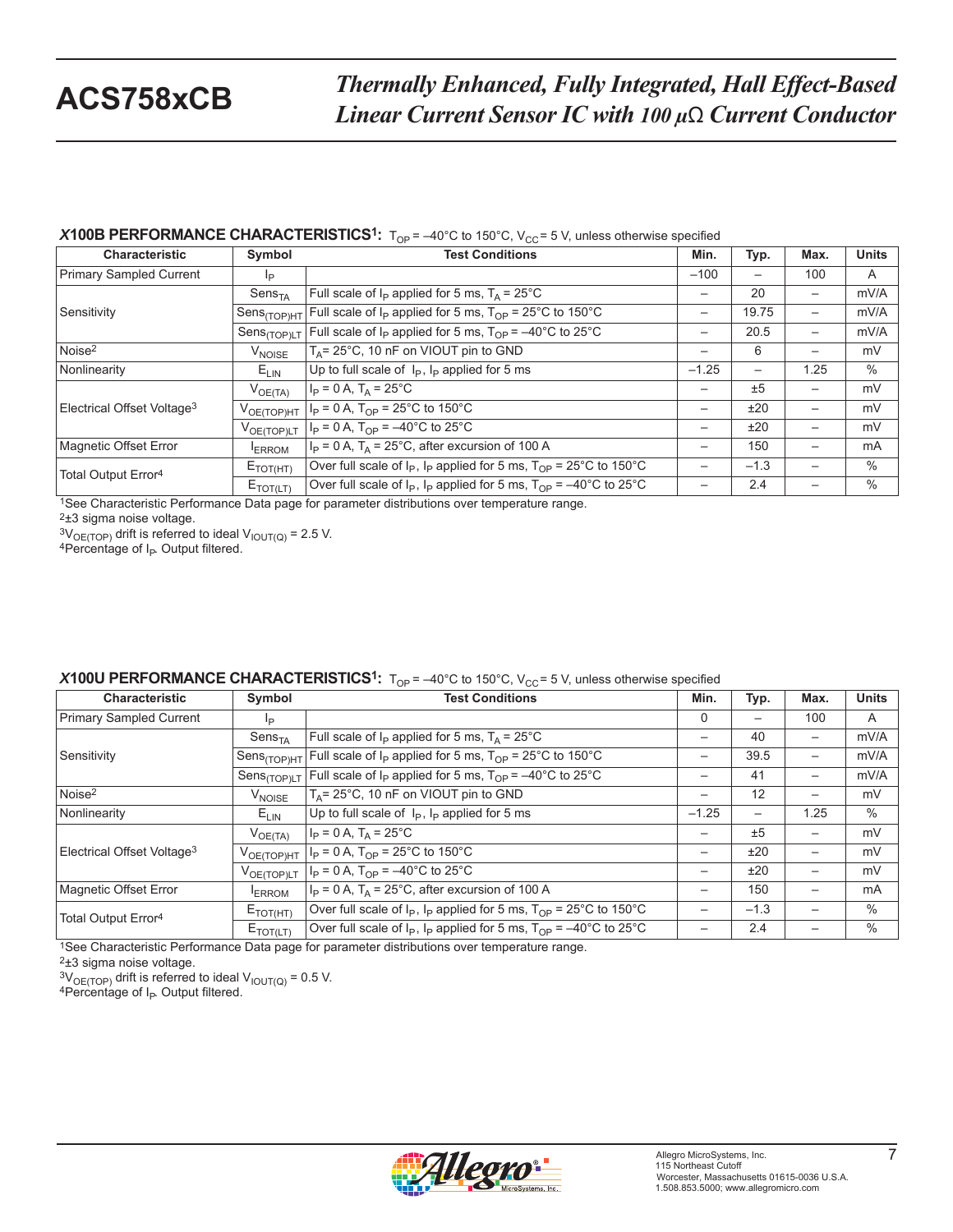## *X*100B PERFORMANCE CHARACTERISTICS[1]: $T_{OP}$ = –40°C to 150°C, $V_{CC}$ = 5 V, unless otherwise specified

| Characteristic | Symbol | Test Conditions | Min. | Typ. | Max. | Units |
|---|---|---|---|---|---|---|
| Primary Sampled Current | $I_P$ | | –100 | – | 100 | A |
| Sensitivity | $Sens_{TA}$ | Full scale of $I_P$ applied for 5 ms, $T_A$ = 25°C | – | 20 | – | mV/A |
| | $Sens_{(TOP)HT}$ | Full scale of $I_P$ applied for 5 ms, $T_{OP}$ = 25°C to 150°C | – | 19.75 | – | mV/A |
| | $Sens_{(TOP)LT}$ | Full scale of $I_P$ applied for 5 ms, $T_{OP}$ = –40°C to 25°C | – | 20.5 | – | mV/A |
| Noise[2] | $V_{NOISE}$ | $T_A$= 25°C, 10 nF on VIOUT pin to GND | – | 6 | – | mV |
| Nonlinearity | $E_{LIN}$ | Up to full scale of $I_P$, $I_P$ applied for 5 ms | –1.25 | – | 1.25 | % |
| Electrical Offset Voltage[3] | $V_{OE(TA)}$ | $I_P$ = 0 A, $T_A$ = 25°C | – | ±5 | – | mV |
| | $V_{OE(TOP)HT}$ | $I_P$ = 0 A, $T_{OP}$ = 25°C to 150°C | – | ±20 | – | mV |
| | $V_{OE(TOP)LT}$ | $I_P$ = 0 A, $T_{OP}$ = –40°C to 25°C | – | ±20 | – | mV |
| Magnetic Offset Error | $I_{ERROM}$ | $I_P$ = 0 A, $T_A$ = 25°C, after excursion of 100 A | – | 150 | – | mA |
| Total Output Error[4] | $E_{TOT(HT)}$ | Over full scale of $I_P$, $I_P$ applied for 5 ms, $T_{OP}$ = 25°C to 150°C | – | –1.3 | – | % |
| | $E_{TOT(LT)}$ | Over full scale of $I_P$, $I_P$ applied for 5 ms, $T_{OP}$ = –40°C to 25°C | – | 2.4 | – | % |

[1]See Characteristic Performance Data page for parameter distributions over temperature range.
[2]±3 sigma noise voltage.
[3]$V_{OE(TOP)}$ drift is referred to ideal $V_{IOUT(Q)}$ = 2.5 V.
[4]Percentage of $I_P$. Output filtered.

## *X*100U PERFORMANCE CHARACTERISTICS[1]: $T_{OP}$ = –40°C to 150°C, $V_{CC}$ = 5 V, unless otherwise specified

| Characteristic | Symbol | Test Conditions | Min. | Typ. | Max. | Units |
|---|---|---|---|---|---|---|
| Primary Sampled Current | $I_P$ | | 0 | – | 100 | A |
| Sensitivity | $Sens_{TA}$ | Full scale of $I_P$ applied for 5 ms, $T_A$ = 25°C | – | 40 | – | mV/A |
| | $Sens_{(TOP)HT}$ | Full scale of $I_P$ applied for 5 ms, $T_{OP}$ = 25°C to 150°C | – | 39.5 | – | mV/A |
| | $Sens_{(TOP)LT}$ | Full scale of $I_P$ applied for 5 ms, $T_{OP}$ = –40°C to 25°C | – | 41 | – | mV/A |
| Noise[2] | $V_{NOISE}$ | $T_A$= 25°C, 10 nF on VIOUT pin to GND | – | 12 | – | mV |
| Nonlinearity | $E_{LIN}$ | Up to full scale of $I_P$, $I_P$ applied for 5 ms | –1.25 | – | 1.25 | % |
| Electrical Offset Voltage[3] | $V_{OE(TA)}$ | $I_P$ = 0 A, $T_A$ = 25°C | – | ±5 | – | mV |
| | $V_{OE(TOP)HT}$ | $I_P$ = 0 A, $T_{OP}$ = 25°C to 150°C | – | ±20 | – | mV |
| | $V_{OE(TOP)LT}$ | $I_P$ = 0 A, $T_{OP}$ = –40°C to 25°C | – | ±20 | – | mV |
| Magnetic Offset Error | $I_{ERROM}$ | $I_P$ = 0 A, $T_A$ = 25°C, after excursion of 100 A | – | 150 | – | mA |
| Total Output Error[4] | $E_{TOT(HT)}$ | Over full scale of $I_P$, $I_P$ applied for 5 ms, $T_{OP}$ = 25°C to 150°C | – | –1.3 | – | % |
| | $E_{TOT(LT)}$ | Over full scale of $I_P$, $I_P$ applied for 5 ms, $T_{OP}$ = –40°C to 25°C | – | 2.4 | – | % |

[1]See Characteristic Performance Data page for parameter distributions over temperature range.
[2]±3 sigma noise voltage.
[3]$V_{OE(TOP)}$ drift is referred to ideal $V_{IOUT(Q)}$ = 0.5 V.
[4]Percentage of $I_P$. Output filtered.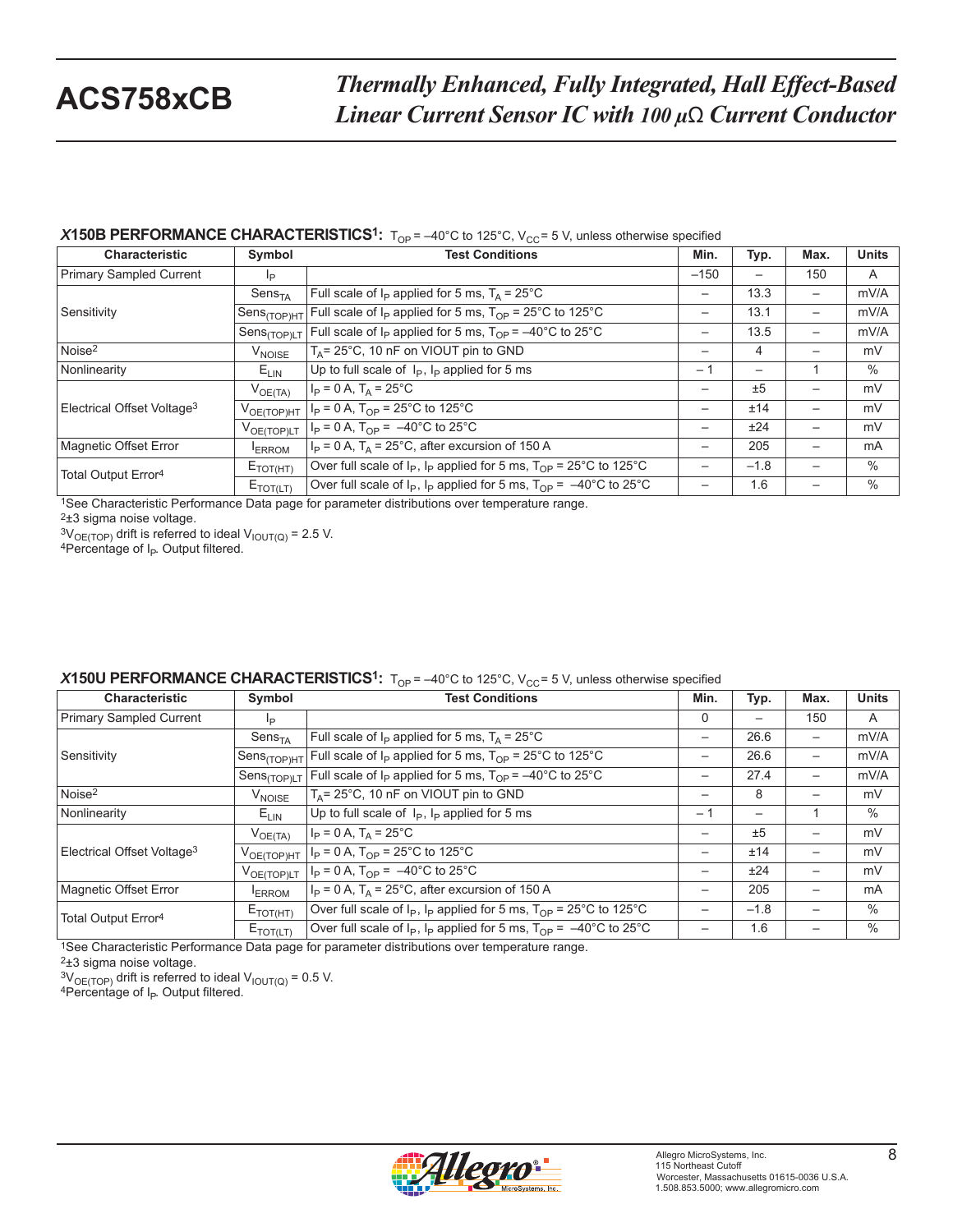### *X*150B PERFORMANCE CHARACTERISTICS[1]: $T_{OP}$ = –40°C to 125°C, $V_{CC}$ = 5 V, unless otherwise specified

| Characteristic | Symbol | Test Conditions | Min. | Typ. | Max. | Units |
|---|---|---|---|---|---|---|
| Primary Sampled Current | $I_P$ | | –150 | – | 150 | A |
| Sensitivity | $Sens_{TA}$ | Full scale of $I_P$ applied for 5 ms, $T_A$ = 25°C | – | 13.3 | – | mV/A |
| | $Sens_{(TOP)HT}$ | Full scale of $I_P$ applied for 5 ms, $T_{OP}$ = 25°C to 125°C | – | 13.1 | – | mV/A |
| | $Sens_{(TOP)LT}$ | Full scale of $I_P$ applied for 5 ms, $T_{OP}$ = –40°C to 25°C | – | 13.5 | – | mV/A |
| Noise[2] | $V_{NOISE}$ | $T_A$ = 25°C, 10 nF on VIOUT pin to GND | – | 4 | – | mV |
| Nonlinearity | $E_{LIN}$ | Up to full scale of $I_P$, $I_P$ applied for 5 ms | – 1 | – | 1 | % |
| Electrical Offset Voltage[3] | $V_{OE(TA)}$ | $I_P$ = 0 A, $T_A$ = 25°C | – | ±5 | – | mV |
| | $V_{OE(TOP)HT}$ | $I_P$ = 0 A, $T_{OP}$ = 25°C to 125°C | – | ±14 | – | mV |
| | $V_{OE(TOP)LT}$ | $I_P$ = 0 A, $T_{OP}$ = –40°C to 25°C | – | ±24 | – | mV |
| Magnetic Offset Error | $I_{ERROM}$ | $I_P$ = 0 A, $T_A$ = 25°C, after excursion of 150 A | – | 205 | – | mA |
| Total Output Error[4] | $E_{TOT(HT)}$ | Over full scale of $I_P$, $I_P$ applied for 5 ms, $T_{OP}$ = 25°C to 125°C | – | –1.8 | – | % |
| | $E_{TOT(LT)}$ | Over full scale of $I_P$, $I_P$ applied for 5 ms, $T_{OP}$ = –40°C to 25°C | – | 1.6 | – | % |

[1]See Characteristic Performance Data page for parameter distributions over temperature range.
[2]±3 sigma noise voltage.
[3]$V_{OE(TOP)}$ drift is referred to ideal $V_{IOUT(Q)}$ = 2.5 V.
[4]Percentage of $I_P$. Output filtered.

### *X*150U PERFORMANCE CHARACTERISTICS[1]: $T_{OP}$ = –40°C to 125°C, $V_{CC}$ = 5 V, unless otherwise specified

| Characteristic | Symbol | Test Conditions | Min. | Typ. | Max. | Units |
|---|---|---|---|---|---|---|
| Primary Sampled Current | $I_P$ | | 0 | – | 150 | A |
| Sensitivity | $Sens_{TA}$ | Full scale of $I_P$ applied for 5 ms, $T_A$ = 25°C | – | 26.6 | – | mV/A |
| | $Sens_{(TOP)HT}$ | Full scale of $I_P$ applied for 5 ms, $T_{OP}$ = 25°C to 125°C | – | 26.6 | – | mV/A |
| | $Sens_{(TOP)LT}$ | Full scale of $I_P$ applied for 5 ms, $T_{OP}$ = –40°C to 25°C | – | 27.4 | – | mV/A |
| Noise[2] | $V_{NOISE}$ | $T_A$ = 25°C, 10 nF on VIOUT pin to GND | – | 8 | – | mV |
| Nonlinearity | $E_{LIN}$ | Up to full scale of $I_P$, $I_P$ applied for 5 ms | – 1 | – | 1 | % |
| Electrical Offset Voltage[3] | $V_{OE(TA)}$ | $I_P$ = 0 A, $T_A$ = 25°C | – | ±5 | – | mV |
| | $V_{OE(TOP)HT}$ | $I_P$ = 0 A, $T_{OP}$ = 25°C to 125°C | – | ±14 | – | mV |
| | $V_{OE(TOP)LT}$ | $I_P$ = 0 A, $T_{OP}$ = –40°C to 25°C | – | ±24 | – | mV |
| Magnetic Offset Error | $I_{ERROM}$ | $I_P$ = 0 A, $T_A$ = 25°C, after excursion of 150 A | – | 205 | – | mA |
| Total Output Error[4] | $E_{TOT(HT)}$ | Over full scale of $I_P$, $I_P$ applied for 5 ms, $T_{OP}$ = 25°C to 125°C | – | –1.8 | – | % |
| | $E_{TOT(LT)}$ | Over full scale of $I_P$, $I_P$ applied for 5 ms, $T_{OP}$ = –40°C to 25°C | – | 1.6 | – | % |

[1]See Characteristic Performance Data page for parameter distributions over temperature range.
[2]±3 sigma noise voltage.
[3]$V_{OE(TOP)}$ drift is referred to ideal $V_{IOUT(Q)}$ = 0.5 V.
[4]Percentage of $I_P$. Output filtered.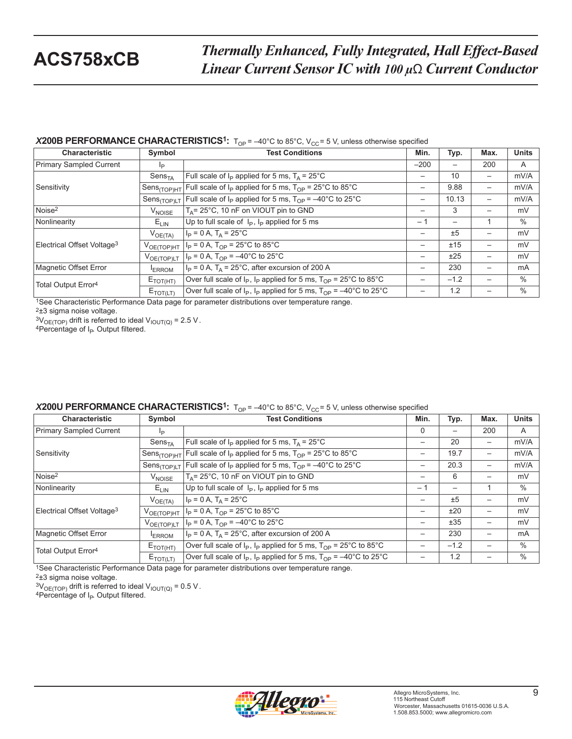### *X*200B PERFORMANCE CHARACTERISTICS[1]: $T_{OP}$ = –40°C to 85°C, $V_{CC}$ = 5 V, unless otherwise specified

| Characteristic | Symbol | Test Conditions | Min. | Typ. | Max. | Units |
|---|---|---|---|---|---|---|
| Primary Sampled Current | $I_P$ | | –200 | – | 200 | A |
| Sensitivity | $Sens_{TA}$ | Full scale of $I_P$ applied for 5 ms, $T_A$ = 25°C | – | 10 | – | mV/A |
| | $Sens_{(TOP)HT}$ | Full scale of $I_P$ applied for 5 ms, $T_{OP}$ = 25°C to 85°C | – | 9.88 | – | mV/A |
| | $Sens_{(TOP)LT}$ | Full scale of $I_P$ applied for 5 ms, $T_{OP}$ = –40°C to 25°C | – | 10.13 | – | mV/A |
| Noise[2] | $V_{NOISE}$ | $T_A$= 25°C, 10 nF on VIOUT pin to GND | – | 3 | – | mV |
| Nonlinearity | $E_{LIN}$ | Up to full scale of $I_P$, $I_P$ applied for 5 ms | – 1 | – | 1 | % |
| Electrical Offset Voltage[3] | $V_{OE(TA)}$ | $I_P$ = 0 A, $T_A$ = 25°C | – | ±5 | – | mV |
| | $V_{OE(TOP)HT}$ | $I_P$ = 0 A, $T_{OP}$ = 25°C to 85°C | – | ±15 | – | mV |
| | $V_{OE(TOP)LT}$ | $I_P$ = 0 A, $T_{OP}$ = –40°C to 25°C | – | ±25 | – | mV |
| Magnetic Offset Error | $I_{ERROM}$ | $I_P$ = 0 A, $T_A$ = 25°C, after excursion of 200 A | – | 230 | – | mA |
| Total Output Error[4] | $E_{TOT(HT)}$ | Over full scale of $I_P$, $I_P$ applied for 5 ms, $T_{OP}$ = 25°C to 85°C | – | –1.2 | – | % |
| | $E_{TOT(LT)}$ | Over full scale of $I_P$, $I_P$ applied for 5 ms, $T_{OP}$ = –40°C to 25°C | – | 1.2 | – | % |

[1]See Characteristic Performance Data page for parameter distributions over temperature range.
[2]±3 sigma noise voltage.
[3]$V_{OE(TOP)}$ drift is referred to ideal $V_{IOUT(Q)}$ = 2.5 V.
[4]Percentage of $I_P$. Output filtered.

### *X*200U PERFORMANCE CHARACTERISTICS[1]: $T_{OP}$ = –40°C to 85°C, $V_{CC}$ = 5 V, unless otherwise specified

| Characteristic | Symbol | Test Conditions | Min. | Typ. | Max. | Units |
|---|---|---|---|---|---|---|
| Primary Sampled Current | $I_P$ | | 0 | – | 200 | A |
| Sensitivity | $Sens_{TA}$ | Full scale of $I_P$ applied for 5 ms, $T_A$ = 25°C | – | 20 | – | mV/A |
| | $Sens_{(TOP)HT}$ | Full scale of $I_P$ applied for 5 ms, $T_{OP}$ = 25°C to 85°C | – | 19.7 | – | mV/A |
| | $Sens_{(TOP)LT}$ | Full scale of $I_P$ applied for 5 ms, $T_{OP}$ = –40°C to 25°C | – | 20.3 | – | mV/A |
| Noise[2] | $V_{NOISE}$ | $T_A$= 25°C, 10 nF on VIOUT pin to GND | – | 6 | – | mV |
| Nonlinearity | $E_{LIN}$ | Up to full scale of $I_P$, $I_P$ applied for 5 ms | – 1 | – | 1 | % |
| Electrical Offset Voltage[3] | $V_{OE(TA)}$ | $I_P$ = 0 A, $T_A$ = 25°C | – | ±5 | – | mV |
| | $V_{OE(TOP)HT}$ | $I_P$ = 0 A, $T_{OP}$ = 25°C to 85°C | – | ±20 | – | mV |
| | $V_{OE(TOP)LT}$ | $I_P$ = 0 A, $T_{OP}$ = –40°C to 25°C | – | ±35 | – | mV |
| Magnetic Offset Error | $I_{ERROM}$ | $I_P$ = 0 A, $T_A$ = 25°C, after excursion of 200 A | – | 230 | – | mA |
| Total Output Error[4] | $E_{TOT(HT)}$ | Over full scale of $I_P$, $I_P$ applied for 5 ms, $T_{OP}$ = 25°C to 85°C | – | –1.2 | – | % |
| | $E_{TOT(LT)}$ | Over full scale of $I_P$, $I_P$ applied for 5 ms, $T_{OP}$ = –40°C to 25°C | – | 1.2 | – | % |

[1]See Characteristic Performance Data page for parameter distributions over temperature range.
[2]±3 sigma noise voltage.
[3]$V_{OE(TOP)}$ drift is referred to ideal $V_{IOUT(Q)}$ = 0.5 V.
[4]Percentage of $I_P$. Output filtered.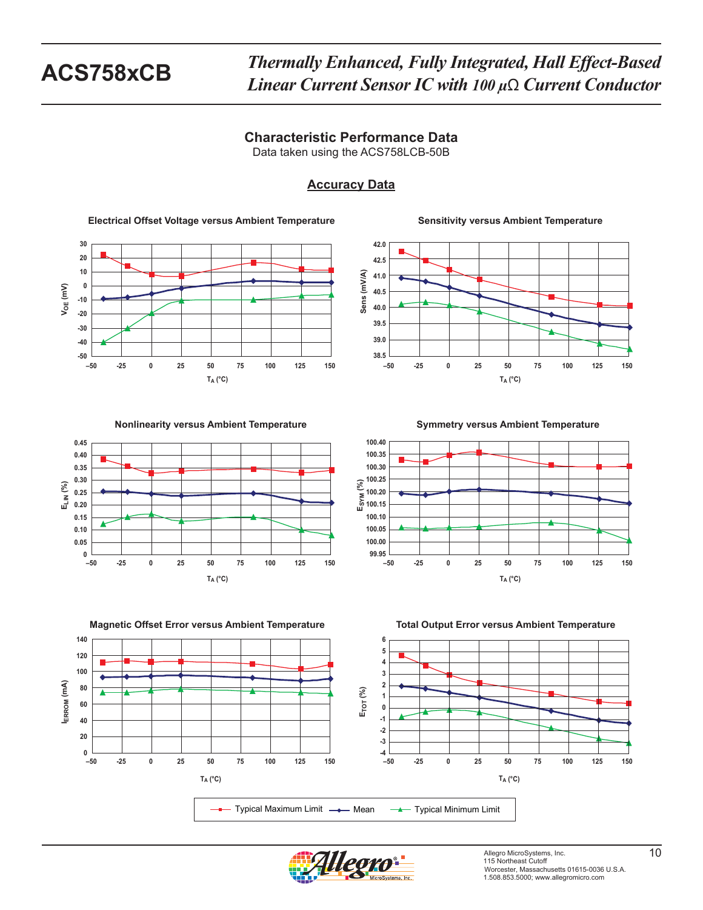## Characteristic Performance Data

Data taken using the ACS758LCB-50B

### Accuracy Data

**Electrical Offset Voltage versus Ambient Temperature**

**Sensitivity versus Ambient Temperature**

**Nonlinearity versus Ambient Temperature**

**Symmetry versus Ambient Temperature**

**Magnetic Offset Error versus Ambient Temperature**

**Total Output Error versus Ambient Temperature**

Typical Maximum Limit — Mean — Typical Minimum Limit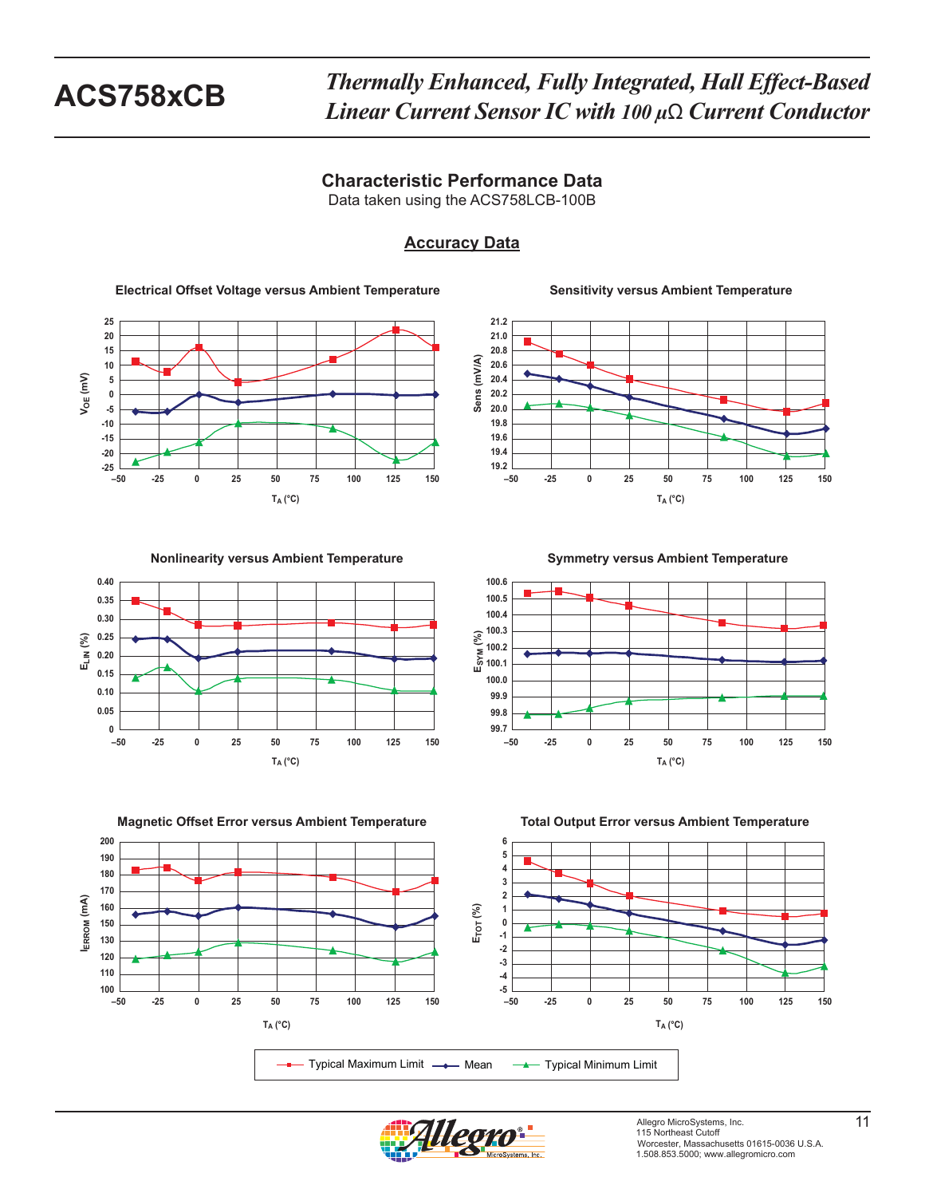## Characteristic Performance Data

Data taken using the ACS758LCB-100B

### Accuracy Data

**Electrical Offset Voltage versus Ambient Temperature**

$V_{OE}$ (mV) vs. $T_A$ (°C)

**Sensitivity versus Ambient Temperature**

Sens (mV/A) vs. $T_A$ (°C)

**Nonlinearity versus Ambient Temperature**

$E_{LIN}$ (%) vs. $T_A$ (°C)

**Symmetry versus Ambient Temperature**

$E_{SYM}$ (%) vs. $T_A$ (°C)

**Magnetic Offset Error versus Ambient Temperature**

$I_{ERROM}$ (mA) vs. $T_A$ (°C)

**Total Output Error versus Ambient Temperature**

$E_{TOT}$ (%) vs. $T_A$ (°C)

Legend: Typical Maximum Limit, Mean, Typical Minimum Limit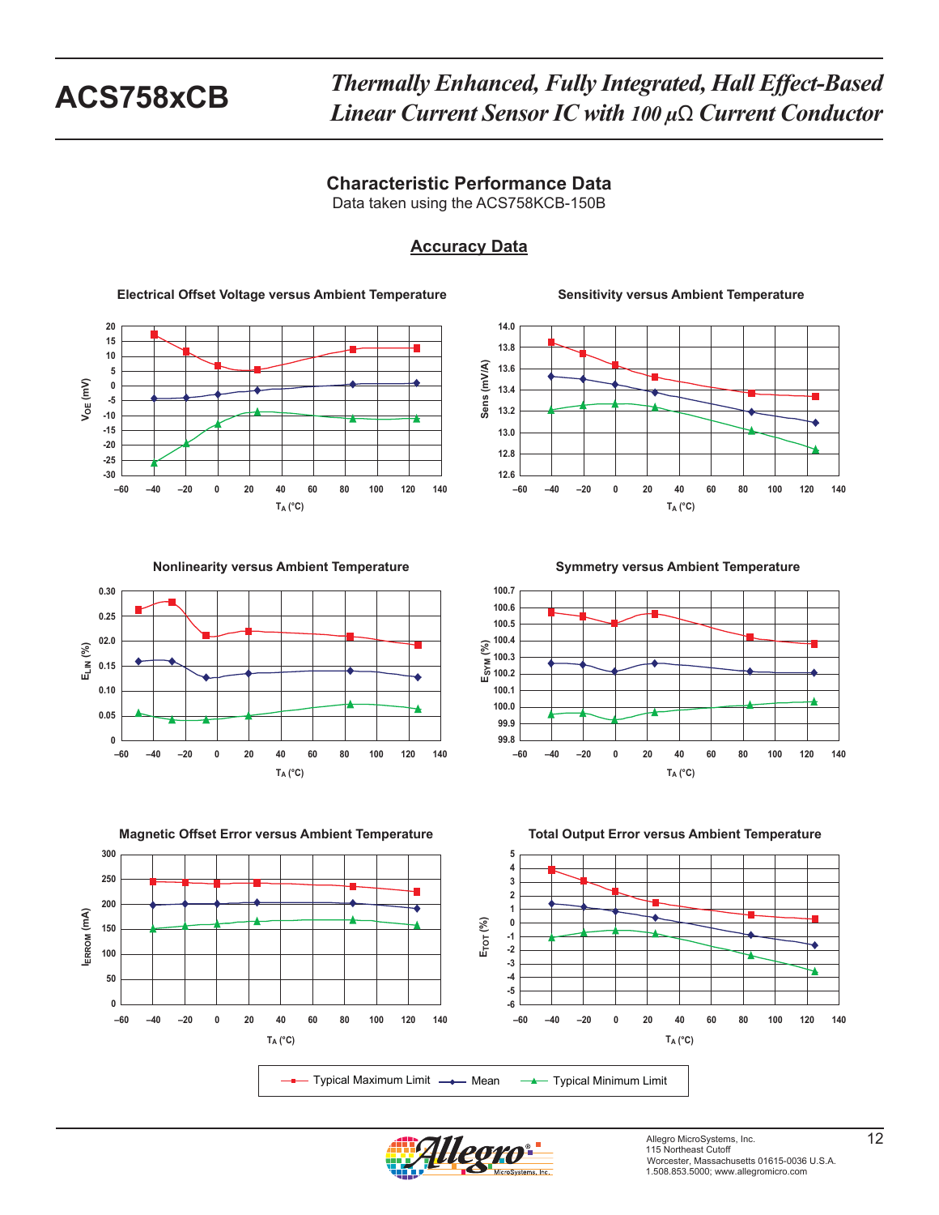## Characteristic Performance Data

Data taken using the ACS758KCB-150B

### Accuracy Data

**Electrical Offset Voltage versus Ambient Temperature**

**Sensitivity versus Ambient Temperature**

**Nonlinearity versus Ambient Temperature**

**Symmetry versus Ambient Temperature**

**Magnetic Offset Error versus Ambient Temperature**

**Total Output Error versus Ambient Temperature**

Typical Maximum Limit — Mean — Typical Minimum Limit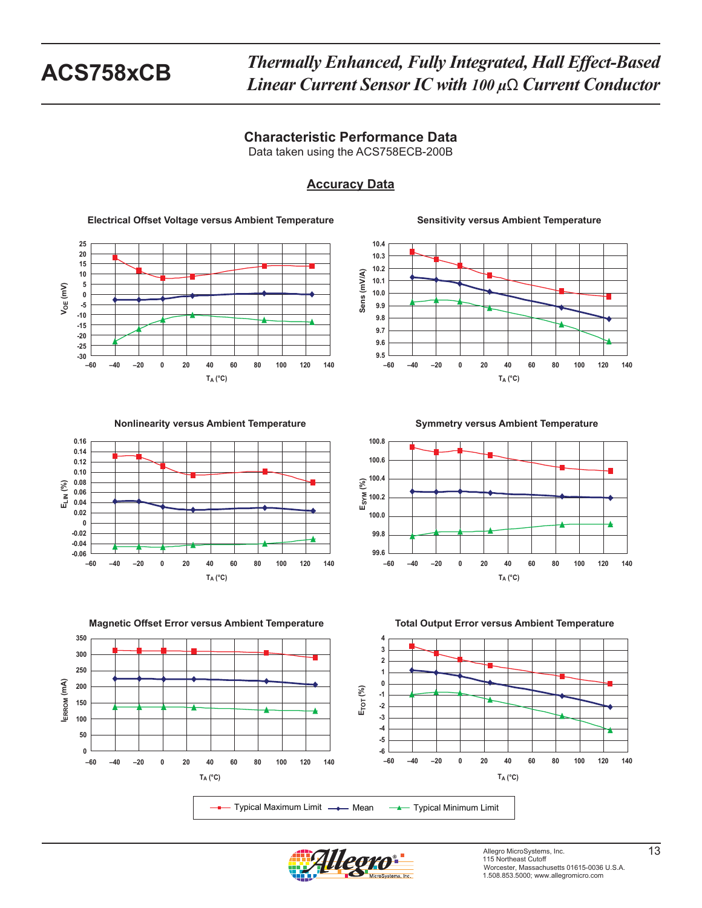## Characteristic Performance Data

Data taken using the ACS758ECB-200B

### Accuracy Data

**Electrical Offset Voltage versus Ambient Temperature**

**Sensitivity versus Ambient Temperature**

**Nonlinearity versus Ambient Temperature**

**Symmetry versus Ambient Temperature**

**Magnetic Offset Error versus Ambient Temperature**

**Total Output Error versus Ambient Temperature**

Typical Maximum Limit — Mean — Typical Minimum Limit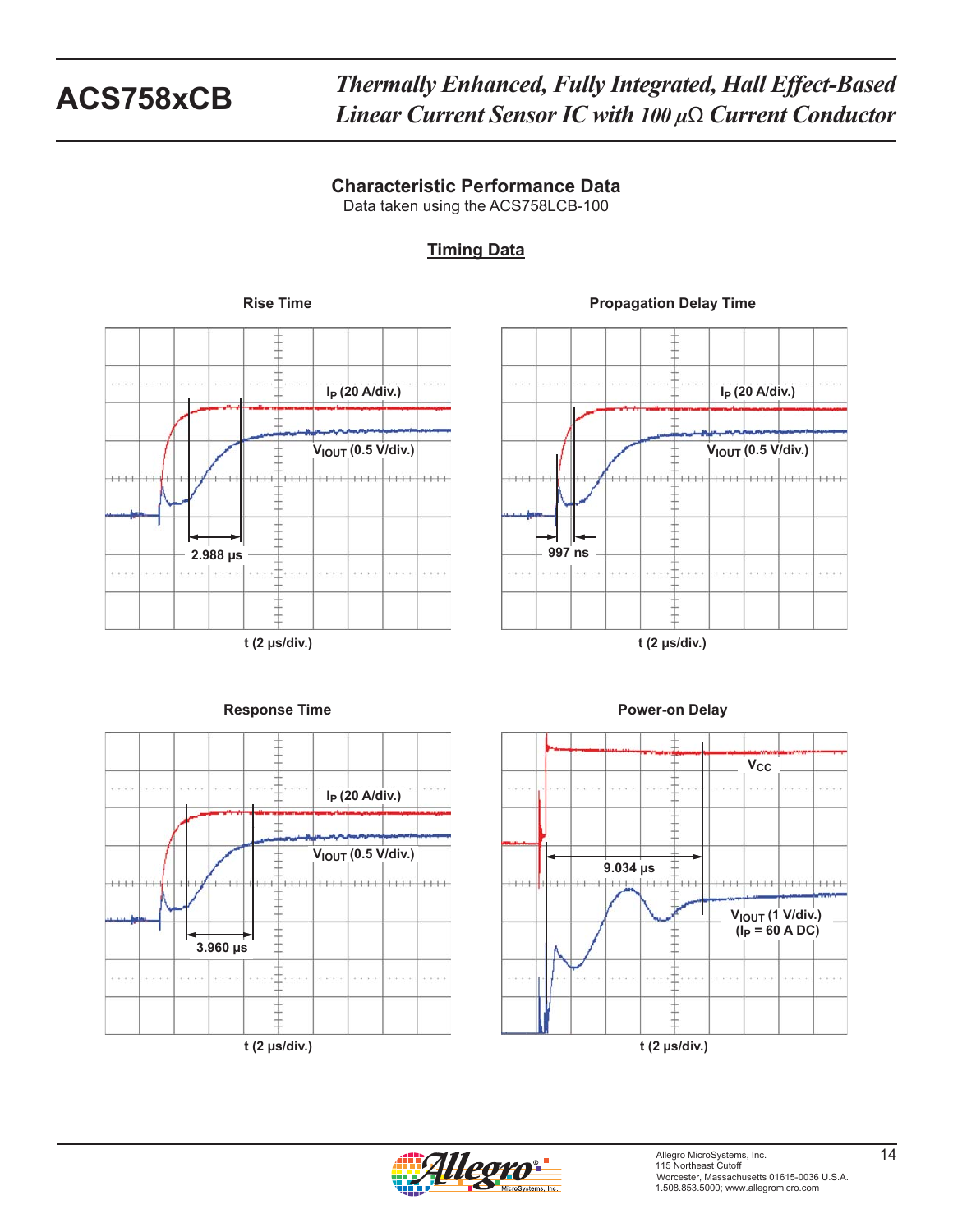## Characteristic Performance Data

Data taken using the ACS758LCB-100

### Timing Data

**Rise Time**

$I_P$ (20 A/div.)

$V_{IOUT}$ (0.5 V/div.)

2.988 µs

t (2 µs/div.)

**Propagation Delay Time**

$I_P$ (20 A/div.)

$V_{IOUT}$ (0.5 V/div.)

997 ns

t (2 µs/div.)

**Response Time**

$I_P$ (20 A/div.)

$V_{IOUT}$ (0.5 V/div.)

3.960 µs

t (2 µs/div.)

**Power-on Delay**

$V_{CC}$

9.034 µs

$V_{IOUT}$ (1 V/div.)
($I_P$ = 60 A DC)

t (2 µs/div.)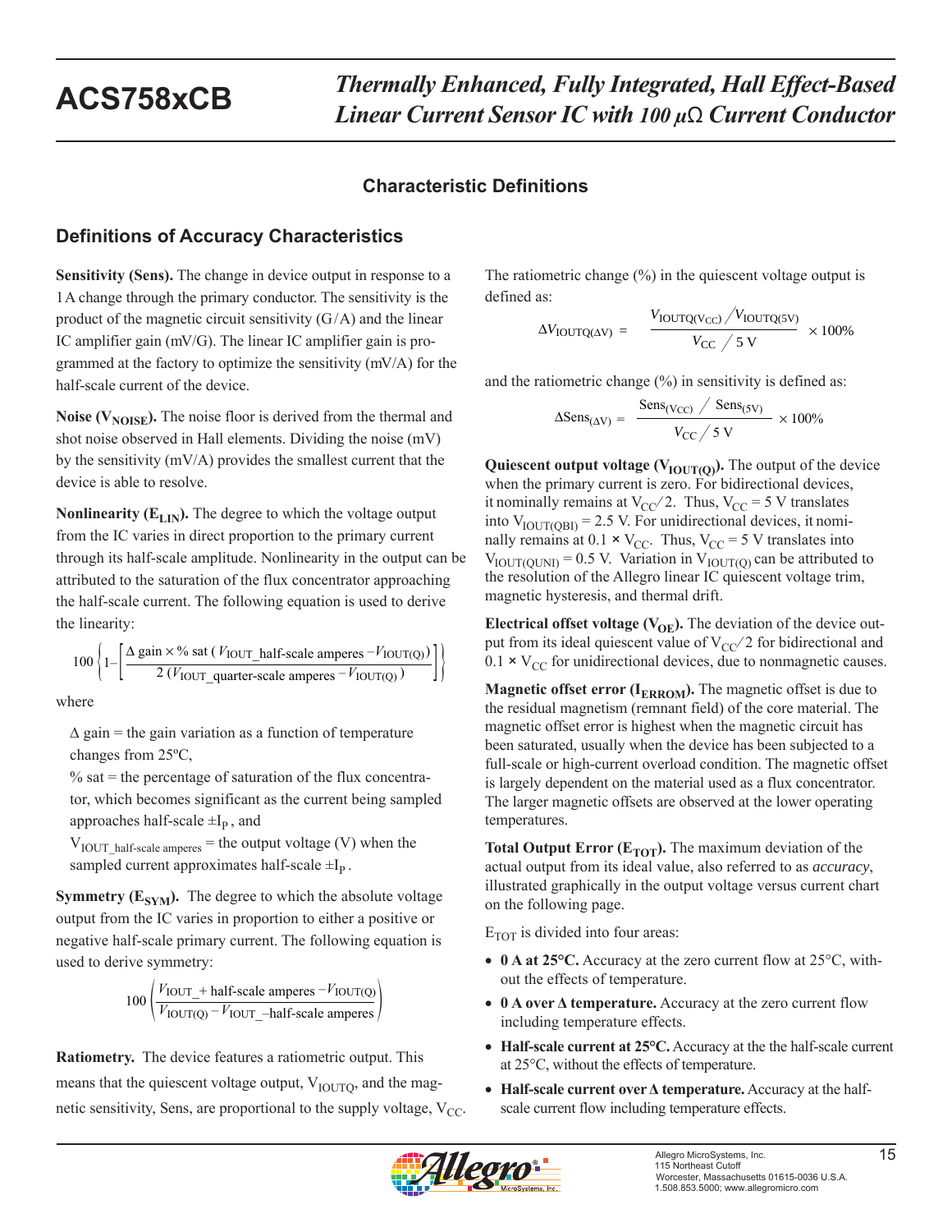## Characteristic Definitions

### Definitions of Accuracy Characteristics

**Sensitivity (Sens).** The change in device output in response to a 1 A change through the primary conductor. The sensitivity is the product of the magnetic circuit sensitivity (G / A) and the linear IC amplifier gain (mV/G). The linear IC amplifier gain is programmed at the factory to optimize the sensitivity (mV/A) for the half-scale current of the device.

**Noise ($V_{NOISE}$).** The noise floor is derived from the thermal and shot noise observed in Hall elements. Dividing the noise (mV) by the sensitivity (mV/A) provides the smallest current that the device is able to resolve.

**Nonlinearity ($E_{LIN}$).** The degree to which the voltage output from the IC varies in direct proportion to the primary current through its half-scale amplitude. Nonlinearity in the output can be attributed to the saturation of the flux concentrator approaching the half-scale current. The following equation is used to derive the linearity:

$$100 \left\{ 1 - \left[ \frac{\Delta \text{ gain} \times \% \text{ sat } ( V_{\text{IOUT\_half-scale amperes}} - V_{\text{IOUT(Q)}} )}{2 \, ( V_{\text{IOUT\_quarter-scale amperes}} - V_{\text{IOUT(Q)}} )} \right] \right\}$$

where

$\Delta$ gain = the gain variation as a function of temperature changes from 25ºC,

% sat = the percentage of saturation of the flux concentrator, which becomes significant as the current being sampled approaches half-scale $\pm I_P$ , and

$V_{\text{IOUT\_half-scale amperes}}$ = the output voltage (V) when the sampled current approximates half-scale $\pm I_P$ .

**Symmetry ($E_{SYM}$).** The degree to which the absolute voltage output from the IC varies in proportion to either a positive or negative half-scale primary current. The following equation is used to derive symmetry:

$$100 \left( \frac{V_{\text{IOUT\_+ half-scale amperes}} - V_{\text{IOUT(Q)}}}{V_{\text{IOUT(Q)}} - V_{\text{IOUT\_–half-scale amperes}}} \right)$$

**Ratiometry.** The device features a ratiometric output. This means that the quiescent voltage output, $V_{IOUTQ}$, and the magnetic sensitivity, Sens, are proportional to the supply voltage, $V_{CC}$.

The ratiometric change (%) in the quiescent voltage output is defined as:

$$\Delta V_{\text{IOUTQ}(\Delta V)} = \frac{V_{\text{IOUTQ}(V_{CC})} \big/ V_{\text{IOUTQ(5V)}}}{V_{CC} \big/ 5 \text{ V}} \times 100\%$$

and the ratiometric change (%) in sensitivity is defined as:

$$\Delta \text{Sens}_{(\Delta V)} = \frac{\text{Sens}_{(V_{CC})} \big/ \text{Sens}_{(5V)}}{V_{CC} \big/ 5 \text{ V}} \times 100\%$$

**Quiescent output voltage ($V_{IOUT(Q)}$).** The output of the device when the primary current is zero. For bidirectional devices, it nominally remains at $V_{CC}/2$. Thus, $V_{CC}$ = 5 V translates into $V_{IOUT(QBI)}$ = 2.5 V. For unidirectional devices, it nominally remains at 0.1 × $V_{CC}$. Thus, $V_{CC}$ = 5 V translates into $V_{IOUT(QUNI)}$ = 0.5 V. Variation in $V_{IOUT(Q)}$ can be attributed to the resolution of the Allegro linear IC quiescent voltage trim, magnetic hysteresis, and thermal drift.

**Electrical offset voltage ($V_{OE}$).** The deviation of the device output from its ideal quiescent value of $V_{CC}/2$ for bidirectional and 0.1 × $V_{CC}$ for unidirectional devices, due to nonmagnetic causes.

**Magnetic offset error ($I_{ERROM}$).** The magnetic offset is due to the residual magnetism (remnant field) of the core material. The magnetic offset error is highest when the magnetic circuit has been saturated, usually when the device has been subjected to a full-scale or high-current overload condition. The magnetic offset is largely dependent on the material used as a flux concentrator. The larger magnetic offsets are observed at the lower operating temperatures.

**Total Output Error ($E_{TOT}$).** The maximum deviation of the actual output from its ideal value, also referred to as *accuracy*, illustrated graphically in the output voltage versus current chart on the following page.

$E_{TOT}$ is divided into four areas:

- **0 A at 25°C.** Accuracy at the zero current flow at 25°C, without the effects of temperature.
- **0 A over Δ temperature.** Accuracy at the zero current flow including temperature effects.
- **Half-scale current at 25°C.** Accuracy at the the half-scale current at 25°C, without the effects of temperature.
- **Half-scale current over Δ temperature.** Accuracy at the half-scale current flow including temperature effects.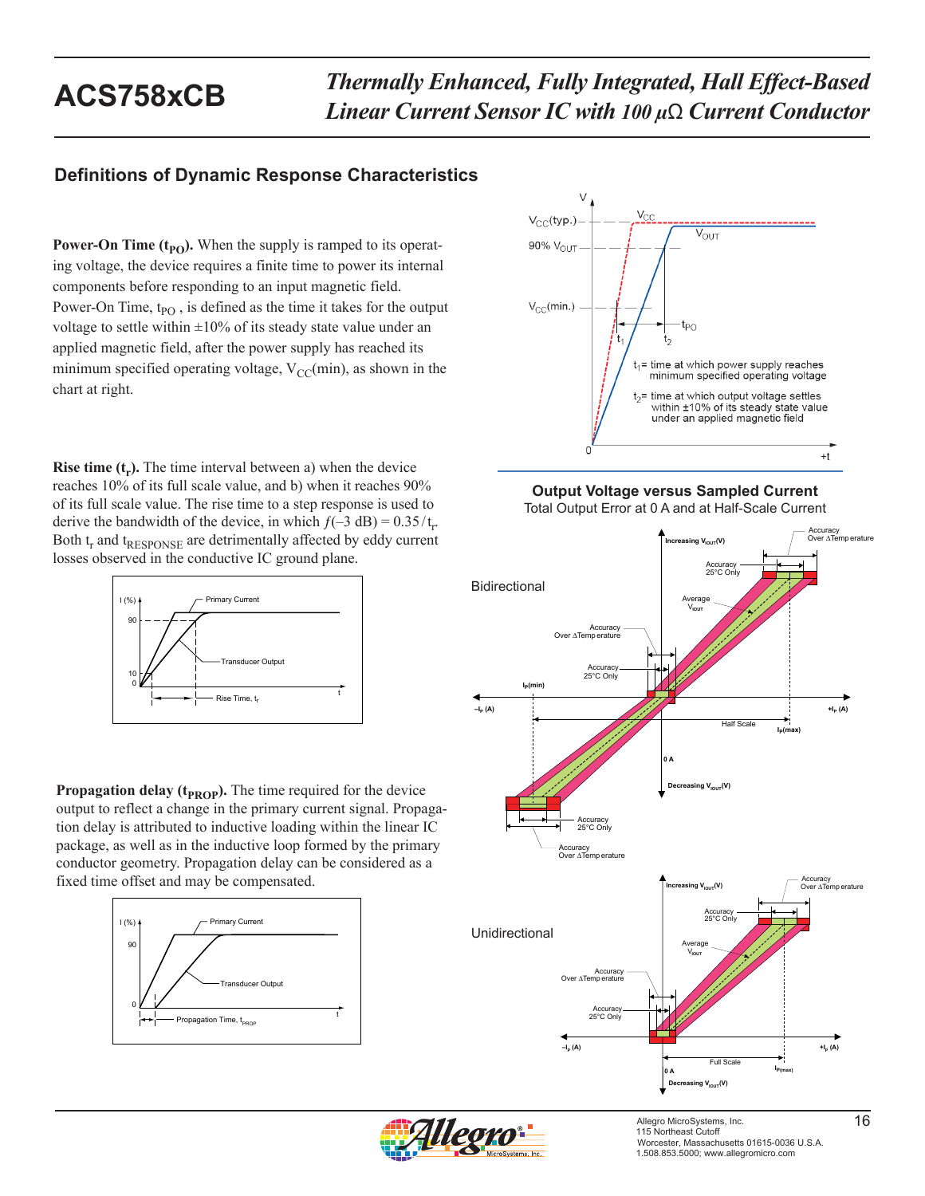## Definitions of Dynamic Response Characteristics

**Power-On Time ($t_{PO}$).** When the supply is ramped to its operating voltage, the device requires a finite time to power its internal components before responding to an input magnetic field. Power-On Time, $t_{PO}$ , is defined as the time it takes for the output voltage to settle within ±10% of its steady state value under an applied magnetic field, after the power supply has reached its minimum specified operating voltage, $V_{CC}$(min), as shown in the chart at right.

$t_1$= time at which power supply reaches minimum specified operating voltage

$t_2$= time at which output voltage settles within ±10% of its steady state value under an applied magnetic field

**Rise time ($t_r$).** The time interval between a) when the device reaches 10% of its full scale value, and b) when it reaches 90% of its full scale value. The rise time to a step response is used to derive the bandwidth of the device, in which $f(–3 \text{ dB}) = 0.35 / t_r$. Both $t_r$ and $t_{RESPONSE}$ are detrimentally affected by eddy current losses observed in the conductive IC ground plane.

**Propagation delay ($t_{PROP}$).** The time required for the device output to reflect a change in the primary current signal. Propagation delay is attributed to inductive loading within the linear IC package, as well as in the inductive loop formed by the primary conductor geometry. Propagation delay can be considered as a fixed time offset and may be compensated.

**Output Voltage versus Sampled Current**

Total Output Error at 0 A and at Half-Scale Current

Bidirectional

Unidirectional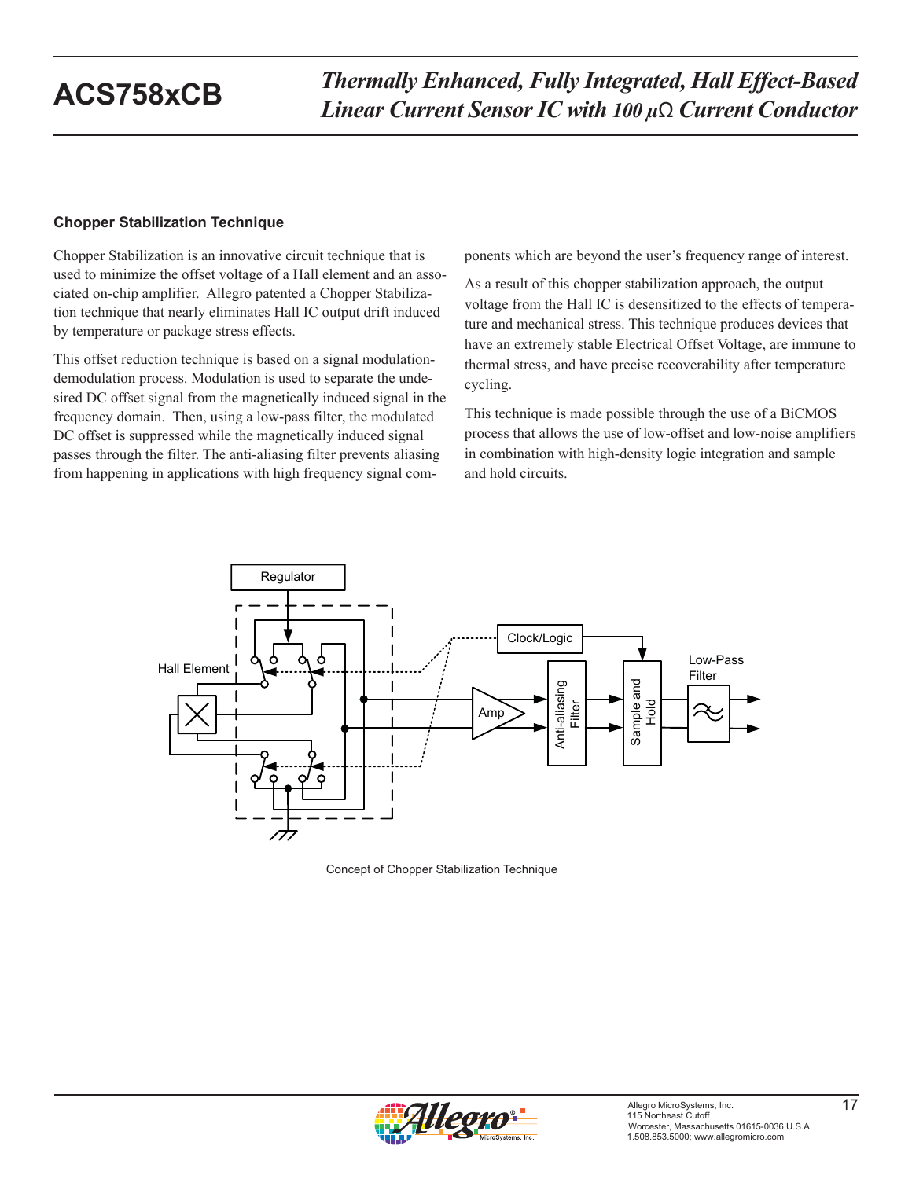### Chopper Stabilization Technique

Chopper Stabilization is an innovative circuit technique that is used to minimize the offset voltage of a Hall element and an associated on-chip amplifier. Allegro patented a Chopper Stabilization technique that nearly eliminates Hall IC output drift induced by temperature or package stress effects.

This offset reduction technique is based on a signal modulation-demodulation process. Modulation is used to separate the undesired DC offset signal from the magnetically induced signal in the frequency domain. Then, using a low-pass filter, the modulated DC offset is suppressed while the magnetically induced signal passes through the filter. The anti-aliasing filter prevents aliasing from happening in applications with high frequency signal components which are beyond the user's frequency range of interest.

As a result of this chopper stabilization approach, the output voltage from the Hall IC is desensitized to the effects of temperature and mechanical stress. This technique produces devices that have an extremely stable Electrical Offset Voltage, are immune to thermal stress, and have precise recoverability after temperature cycling.

This technique is made possible through the use of a BiCMOS process that allows the use of low-offset and low-noise amplifiers in combination with high-density logic integration and sample and hold circuits.

Concept of Chopper Stabilization Technique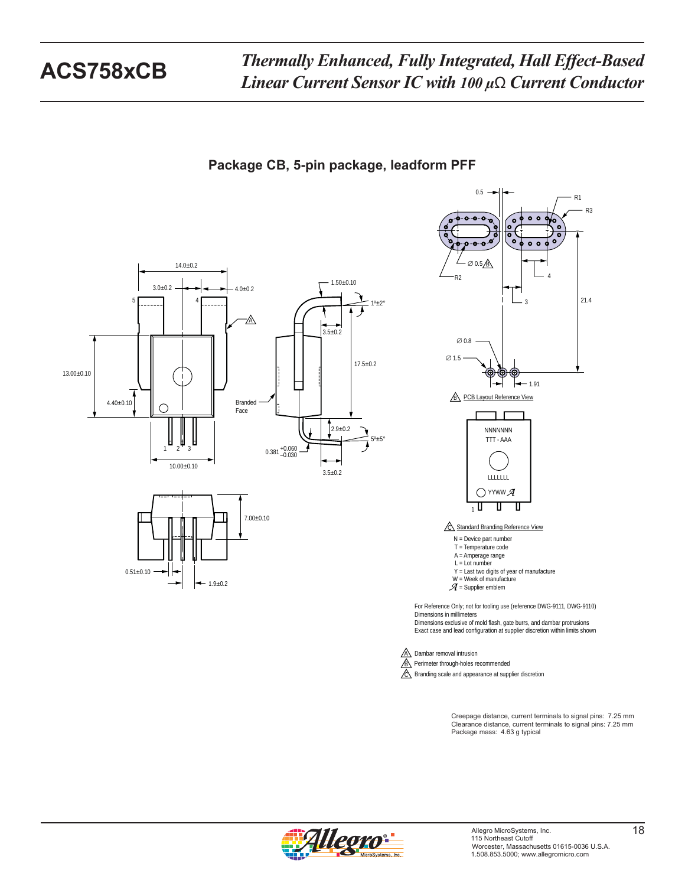## Package CB, 5-pin package, leadform PFF

14.0±0.2

3.0±0.2

4.0±0.2

5

4

A

1.50±0.10

1°±2°

3.5±0.2

17.5±0.2

13.00±0.10

4.40±0.10

Branded Face

2.9±0.2

5°±5°

$0.381 \,^{+0.060}_{-0.030}$

1 2 3

10.00±0.10

3.5±0.2

7.00±0.10

0.51±0.10

1.9±0.2

0.5

R1

R3

∅ 0.5 B

R2

4

3

21.4

∅ 0.8

∅ 1.5

1.91

B PCB Layout Reference View

NNNNNNN
TTT - AAA

LLLLLLL

YYWW

1

C Standard Branding Reference View

N = Device part number
T = Temperature code
A = Amperage range
L = Lot number
Y = Last two digits of year of manufacture
W = Week of manufacture
= Supplier emblem

For Reference Only; not for tooling use (reference DWG-9111, DWG-9110)
Dimensions in millimeters
Dimensions exclusive of mold flash, gate burrs, and dambar protrusions
Exact case and lead configuration at supplier discretion within limits shown

A Dambar removal intrusion
B Perimeter through-holes recommended
C Branding scale and appearance at supplier discretion

Creepage distance, current terminals to signal pins: 7.25 mm
Clearance distance, current terminals to signal pins: 7.25 mm
Package mass: 4.63 g typical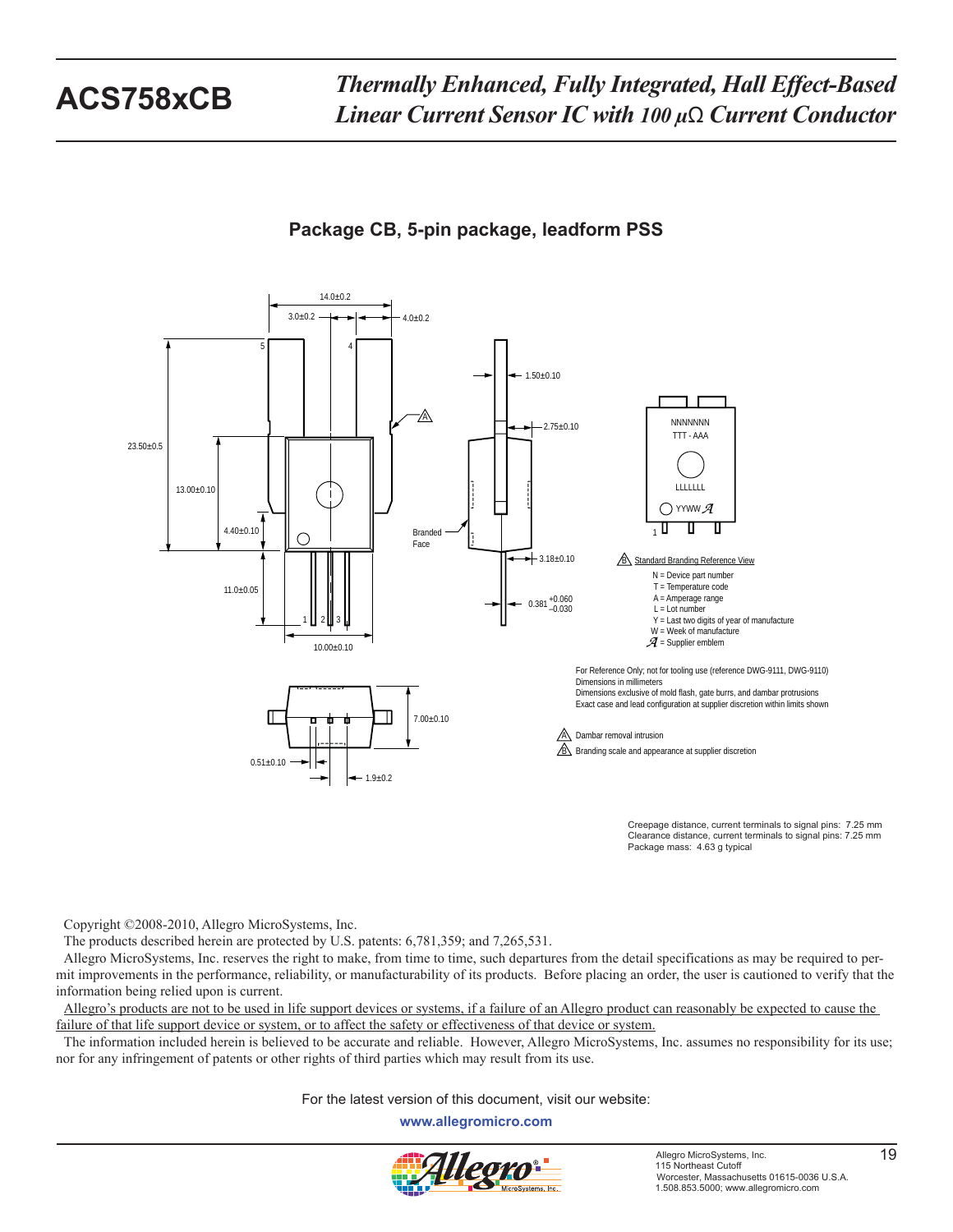## Package CB, 5-pin package, leadform PSS

14.0±0.2
3.0±0.2
4.0±0.2
5
4
A
23.50±0.5
13.00±0.10
4.40±0.10
11.0±0.05
1
2
3
10.00±0.10
1.50±0.10
2.75±0.10
Branded Face
3.18±0.10
0.381 +0.060 –0.030
NNNNNNN
TTT - AAA
LLLLLLL
YYWW
1
7.00±0.10
0.51±0.10
1.9±0.2

B Standard Branding Reference View
N = Device part number
T = Temperature code
A = Amperage range
L = Lot number
Y = Last two digits of year of manufacture
W = Week of manufacture
= Supplier emblem

For Reference Only; not for tooling use (reference DWG-9111, DWG-9110)
Dimensions in millimeters
Dimensions exclusive of mold flash, gate burrs, and dambar protrusions
Exact case and lead configuration at supplier discretion within limits shown

A Dambar removal intrusion
B Branding scale and appearance at supplier discretion

Creepage distance, current terminals to signal pins: 7.25 mm
Clearance distance, current terminals to signal pins: 7.25 mm
Package mass: 4.63 g typical

Copyright ©2008-2010, Allegro MicroSystems, Inc.

The products described herein are protected by U.S. patents: 6,781,359; and 7,265,531.

Allegro MicroSystems, Inc. reserves the right to make, from time to time, such departures from the detail specifications as may be required to permit improvements in the performance, reliability, or manufacturability of its products. Before placing an order, the user is cautioned to verify that the information being relied upon is current.

Allegro's products are not to be used in life support devices or systems, if a failure of an Allegro product can reasonably be expected to cause the failure of that life support device or system, or to affect the safety or effectiveness of that device or system.

The information included herein is believed to be accurate and reliable. However, Allegro MicroSystems, Inc. assumes no responsibility for its use; nor for any infringement of patents or other rights of third parties which may result from its use.

For the latest version of this document, visit our website:

**www.allegromicro.com**

Allegro MicroSystems, Inc.
115 Northeast Cutoff
Worcester, Massachusetts 01615-0036 U.S.A.
1.508.853.5000; www.allegromicro.com